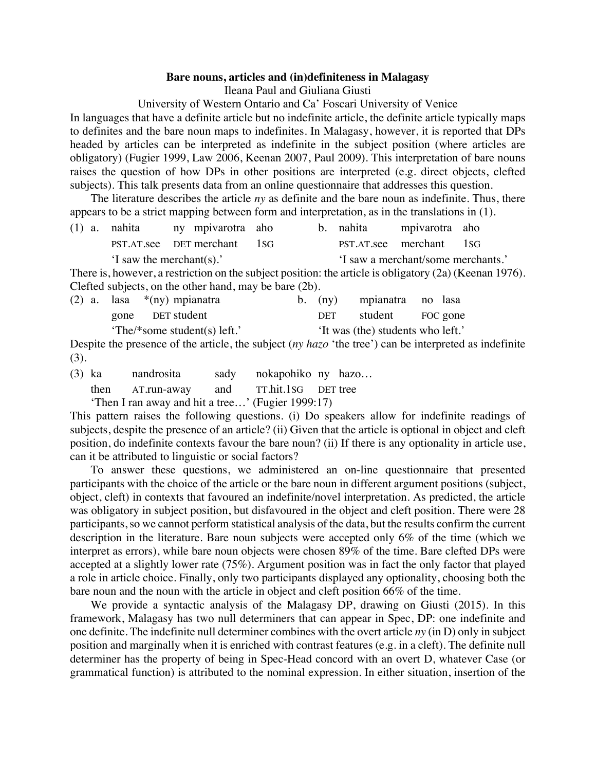**Bare nouns, articles and (in)definiteness in Malagasy**

Ileana Paul and Giuliana Giusti

University of Western Ontario and Ca' Foscari University of Venice

In languages that have a definite article but no indefinite article, the definite article typically maps to definites and the bare noun maps to indefinites. In Malagasy, however, it is reported that DPs headed by articles can be interpreted as indefinite in the subject position (where articles are obligatory) (Fugier 1999, Law 2006, Keenan 2007, Paul 2009). This interpretation of bare nouns raises the question of how DPs in other positions are interpreted (e.g. direct objects, clefted subjects). This talk presents data from an online questionnaire that addresses this question.

The literature describes the article *ny* as definite and the bare noun as indefinite. Thus, there appears to be a strict mapping between form and interpretation, as in the translations in (1).

(1) a. nahita ny mpivarotra aho
PST.AT.see DET merchant 1SG
'I saw the merchant(s).'

b. nahita mpivarotra aho
PST.AT.see merchant 1SG
'I saw a merchant/some merchants.'

There is, however, a restriction on the subject position: the article is obligatory (2a) (Keenan 1976). Clefted subjects, on the other hand, may be bare (2b).

(2) a. lasa *(ny) mpianatra
gone DET student
'The/*some student(s) left.'

b. (ny) mpianatra no lasa
DET student FOC gone
'It was (the) students who left.'

Despite the presence of the article, the subject (*ny hazo* 'the tree') can be interpreted as indefinite (3).

(3) ka nandrosita sady nokapohiko ny hazo…
then AT.run-away and TT.hit.1SG DET tree
'Then I ran away and hit a tree…' (Fugier 1999:17)

This pattern raises the following questions. (i) Do speakers allow for indefinite readings of subjects, despite the presence of an article? (ii) Given that the article is optional in object and cleft position, do indefinite contexts favour the bare noun? (ii) If there is any optionality in article use, can it be attributed to linguistic or social factors?

To answer these questions, we administered an on-line questionnaire that presented participants with the choice of the article or the bare noun in different argument positions (subject, object, cleft) in contexts that favoured an indefinite/novel interpretation. As predicted, the article was obligatory in subject position, but disfavoured in the object and cleft position. There were 28 participants, so we cannot perform statistical analysis of the data, but the results confirm the current description in the literature. Bare noun subjects were accepted only 6% of the time (which we interpret as errors), while bare noun objects were chosen 89% of the time. Bare clefted DPs were accepted at a slightly lower rate (75%). Argument position was in fact the only factor that played a role in article choice. Finally, only two participants displayed any optionality, choosing both the bare noun and the noun with the article in object and cleft position 66% of the time.

We provide a syntactic analysis of the Malagasy DP, drawing on Giusti (2015). In this framework, Malagasy has two null determiners that can appear in Spec, DP: one indefinite and one definite. The indefinite null determiner combines with the overt article *ny* (in D) only in subject position and marginally when it is enriched with contrast features (e.g. in a cleft). The definite null determiner has the property of being in Spec-Head concord with an overt D, whatever Case (or grammatical function) is attributed to the nominal expression. In either situation, insertion of the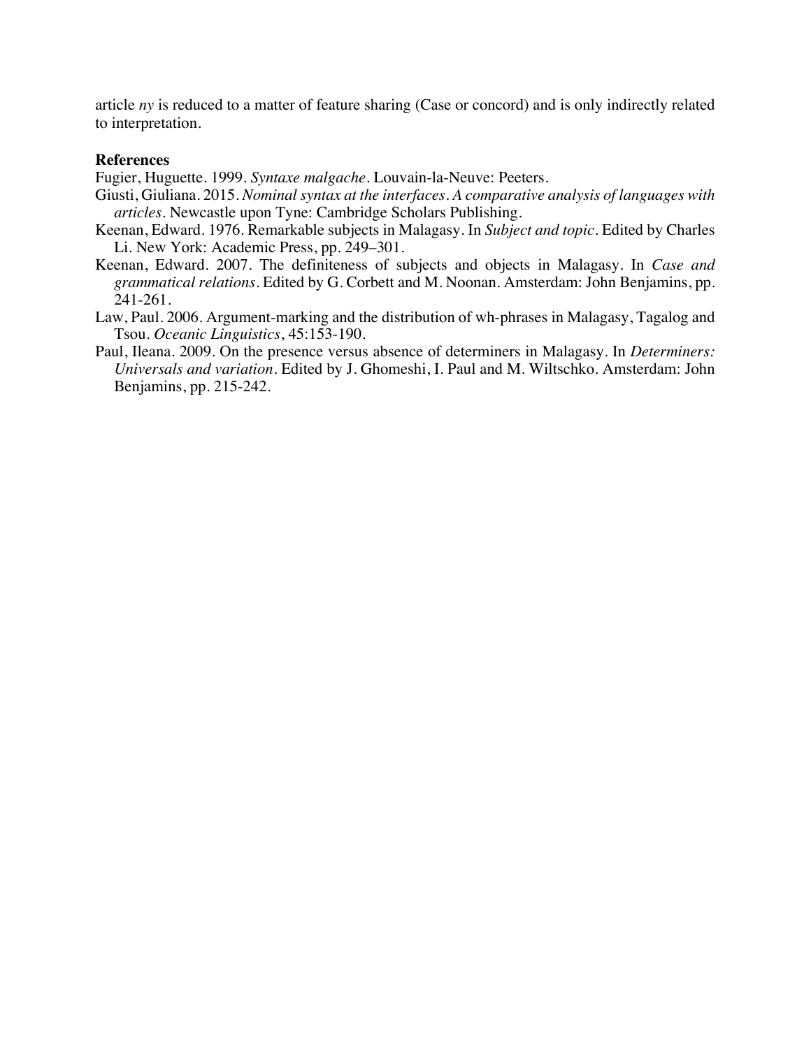article *ny* is reduced to a matter of feature sharing (Case or concord) and is only indirectly related to interpretation.

**References**

Fugier, Huguette. 1999. *Syntaxe malgache*. Louvain-la-Neuve: Peeters.

Giusti, Giuliana. 2015. *Nominal syntax at the interfaces. A comparative analysis of languages with articles*. Newcastle upon Tyne: Cambridge Scholars Publishing.

Keenan, Edward. 1976. Remarkable subjects in Malagasy. In *Subject and topic*. Edited by Charles Li. New York: Academic Press, pp. 249–301.

Keenan, Edward. 2007. The definiteness of subjects and objects in Malagasy. In *Case and grammatical relations*. Edited by G. Corbett and M. Noonan. Amsterdam: John Benjamins, pp. 241-261.

Law, Paul. 2006. Argument-marking and the distribution of wh-phrases in Malagasy, Tagalog and Tsou. *Oceanic Linguistics*, 45:153-190.

Paul, Ileana. 2009. On the presence versus absence of determiners in Malagasy. In *Determiners: Universals and variation*. Edited by J. Ghomeshi, I. Paul and M. Wiltschko. Amsterdam: John Benjamins, pp. 215-242.